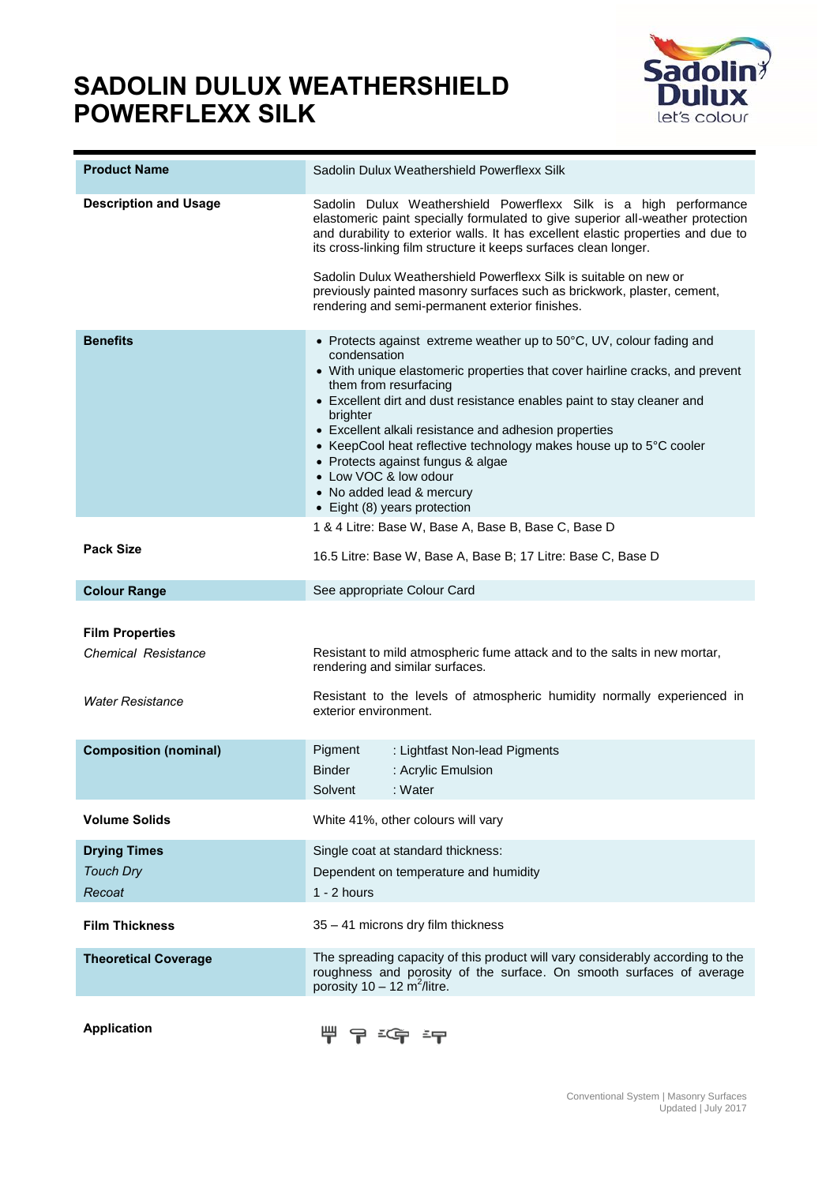# SADOLIN DULUX WEATHERSHIELD POWERFLEXX SILK

| | |
|---|---|
| **Product Name** | Sadolin Dulux Weathershield Powerflexx Silk |
| **Description and Usage** | Sadolin Dulux Weathershield Powerflexx Silk is a high performance elastomeric paint specially formulated to give superior all-weather protection and durability to exterior walls. It has excellent elastic properties and due to its cross-linking film structure it keeps surfaces clean longer.<br><br>Sadolin Dulux Weathershield Powerflexx Silk is suitable on new or previously painted masonry surfaces such as brickwork, plaster, cement, rendering and semi-permanent exterior finishes. |
| **Benefits** | • Protects against extreme weather up to 50°C, UV, colour fading and condensation<br>• With unique elastomeric properties that cover hairline cracks, and prevent them from resurfacing<br>• Excellent dirt and dust resistance enables paint to stay cleaner and brighter<br>• Excellent alkali resistance and adhesion properties<br>• KeepCool heat reflective technology makes house up to 5°C cooler<br>• Protects against fungus & algae<br>• Low VOC & low odour<br>• No added lead & mercury<br>• Eight (8) years protection |
| **Pack Size** | 1 & 4 Litre: Base W, Base A, Base B, Base C, Base D<br><br>16.5 Litre: Base W, Base A, Base B; 17 Litre: Base C, Base D |
| **Colour Range** | See appropriate Colour Card |
| **Film Properties** | |
| *Chemical Resistance* | Resistant to mild atmospheric fume attack and to the salts in new mortar, rendering and similar surfaces. |
| *Water Resistance* | Resistant to the levels of atmospheric humidity normally experienced in exterior environment. |
| **Composition (nominal)** | Pigment : Lightfast Non-lead Pigments<br>Binder : Acrylic Emulsion<br>Solvent : Water |
| **Volume Solids** | White 41%, other colours will vary |
| **Drying Times** | Single coat at standard thickness: |
| *Touch Dry* | Dependent on temperature and humidity |
| *Recoat* | 1 - 2 hours |
| **Film Thickness** | 35 – 41 microns dry film thickness |
| **Theoretical Coverage** | The spreading capacity of this product will vary considerably according to the roughness and porosity of the surface. On smooth surfaces of average porosity 10 – 12 m$^2$/litre. |
| **Application** | |

Conventional System | Masonry Surfaces
Updated | July 2017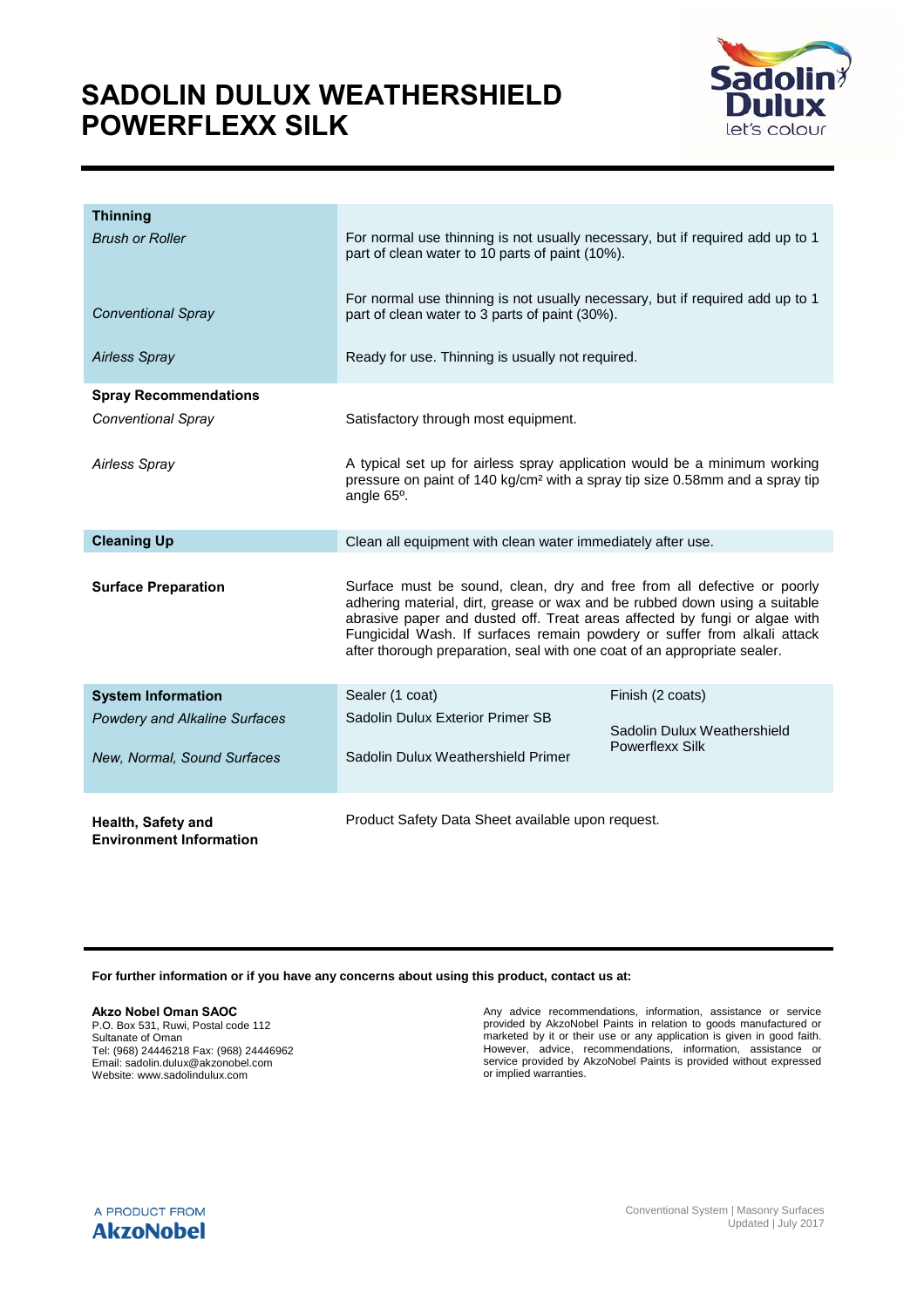# SADOLIN DULUX WEATHERSHIELD POWERFLEXX SILK

| | | |
|---|---|---|
| **Thinning** | | |
| *Brush or Roller* | For normal use thinning is not usually necessary, but if required add up to 1 part of clean water to 10 parts of paint (10%). | |
| *Conventional Spray* | For normal use thinning is not usually necessary, but if required add up to 1 part of clean water to 3 parts of paint (30%). | |
| *Airless Spray* | Ready for use. Thinning is usually not required. | |
| **Spray Recommendations** | | |
| *Conventional Spray* | Satisfactory through most equipment. | |
| *Airless Spray* | A typical set up for airless spray application would be a minimum working pressure on paint of 140 kg/cm² with a spray tip size 0.58mm and a spray tip angle 65º. | |
| **Cleaning Up** | Clean all equipment with clean water immediately after use. | |
| **Surface Preparation** | Surface must be sound, clean, dry and free from all defective or poorly adhering material, dirt, grease or wax and be rubbed down using a suitable abrasive paper and dusted off. Treat areas affected by fungi or algae with Fungicidal Wash. If surfaces remain powdery or suffer from alkali attack after thorough preparation, seal with one coat of an appropriate sealer. | |
| **System Information** | Sealer (1 coat) | Finish (2 coats) |
| *Powdery and Alkaline Surfaces* | Sadolin Dulux Exterior Primer SB | Sadolin Dulux Weathershield Powerflexx Silk |
| *New, Normal, Sound Surfaces* | Sadolin Dulux Weathershield Primer | |
| **Health, Safety and Environment Information** | Product Safety Data Sheet available upon request. | |

**For further information or if you have any concerns about using this product, contact us at:**

**Akzo Nobel Oman SAOC**
P.O. Box 531, Ruwi, Postal code 112
Sultanate of Oman
Tel: (968) 24446218 Fax: (968) 24446962
Email: sadolin.dulux@akzonobel.com
Website: www.sadolindulux.com

Any advice recommendations, information, assistance or service provided by AkzoNobel Paints in relation to goods manufactured or marketed by it or their use or any application is given in good faith. However, advice, recommendations, information, assistance or service provided by AkzoNobel Paints is provided without expressed or implied warranties.

A PRODUCT FROM AkzoNobel

Conventional System | Masonry Surfaces
Updated | July 2017